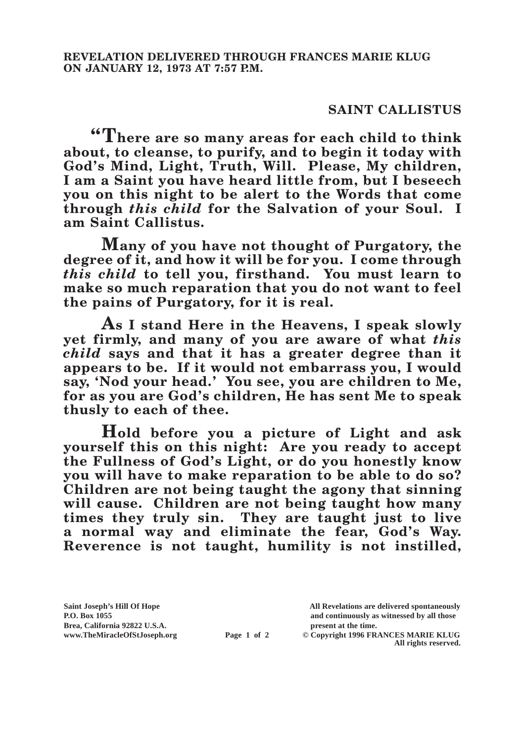**REVELATION DELIVERED THROUGH FRANCES MARIE KLUG ON JANUARY 12, 1973 AT 7:57 P.M.**

## SAINT CALLISTUS

**"There are so many areas for each child to think about, to cleanse, to purify, and to begin it today with God's Mind, Light, Truth, Will. Please, My children, I am a Saint you have heard little from, but I beseech you on this night to be alert to the Words that come through *this child* for the Salvation of your Soul. I am Saint Callistus.**

**Many of you have not thought of Purgatory, the degree of it, and how it will be for you. I come through *this child* to tell you, firsthand. You must learn to make so much reparation that you do not want to feel the pains of Purgatory, for it is real.**

**As I stand Here in the Heavens, I speak slowly yet firmly, and many of you are aware of what *this child* says and that it has a greater degree than it appears to be. If it would not embarrass you, I would say, 'Nod your head.' You see, you are children to Me, for as you are God's children, He has sent Me to speak thusly to each of thee.**

**Hold before you a picture of Light and ask yourself this on this night: Are you ready to accept the Fullness of God's Light, or do you honestly know you will have to make reparation to be able to do so? Children are not being taught the agony that sinning will cause. Children are not being taught how many times they truly sin. They are taught just to live a normal way and eliminate the fear, God's Way. Reverence is not taught, humility is not instilled,**

**Saint Joseph's Hill Of Hope**
**P.O. Box 1055**
**Brea, California 92822 U.S.A.**
**www.TheMiracleOfStJoseph.org**

**All Revelations are delivered spontaneously and continuously as witnessed by all those present at the time.**
**© Copyright 1996 FRANCES MARIE KLUG**
**All rights reserved.**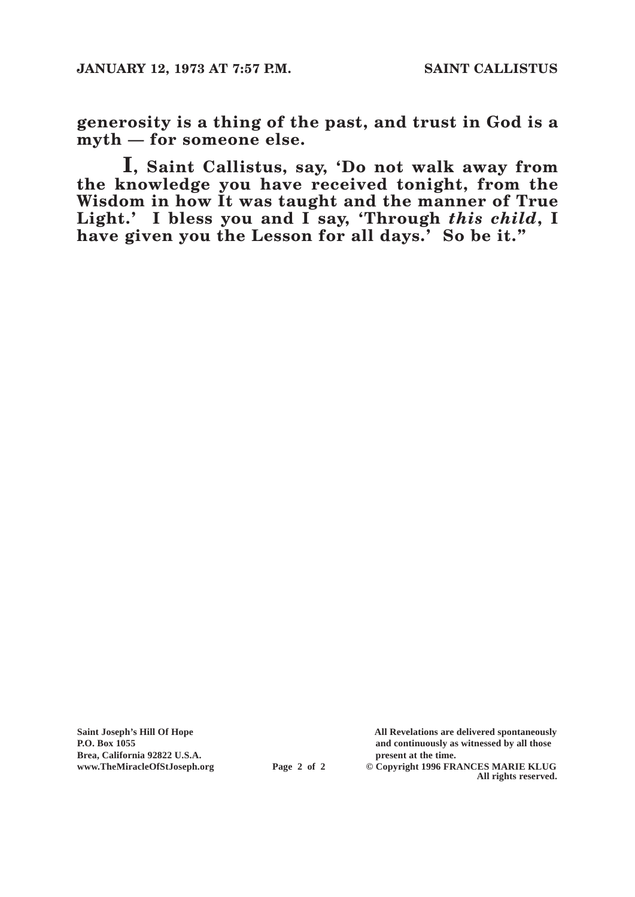**generosity is a thing of the past, and trust in God is a myth — for someone else.**

**I, Saint Callistus, say, 'Do not walk away from the knowledge you have received tonight, from the Wisdom in how It was taught and the manner of True Light.' I bless you and I say, 'Through *this child*, I have given you the Lesson for all days.' So be it."**